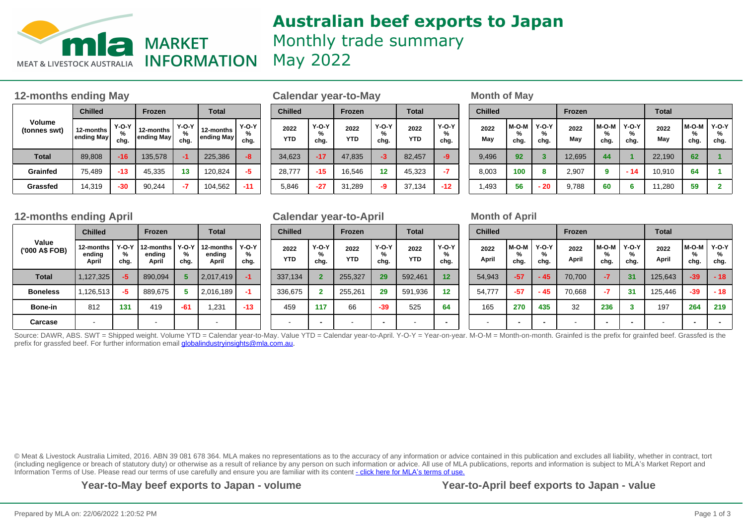# Australian beef exports to Japan

Monthly trade summary

May 2022

## 12-months ending May

| Volume (tonnes swt) | Chilled | | Frozen | | Total | |
|---|---|---|---|---|---|---|
| | 12-months ending May | Y-O-Y % chg. | 12-months ending May | Y-O-Y % chg. | 12-months ending May | Y-O-Y % chg. |
| **Total** | 89,808 | -16 | 135,578 | -1 | 225,386 | -8 |
| **Grainfed** | 75,489 | -13 | 45,335 | 13 | 120,824 | -5 |
| **Grassfed** | 14,319 | -30 | 90,244 | -7 | 104,562 | -11 |

## Calendar year-to-May

| Chilled | | Frozen | | Total | |
|---|---|---|---|---|---|
| 2022 YTD | Y-O-Y % chg. | 2022 YTD | Y-O-Y % chg. | 2022 YTD | Y-O-Y % chg. |
| 34,623 | -17 | 47,835 | -3 | 82,457 | -9 |
| 28,777 | -15 | 16,546 | 12 | 45,323 | -7 |
| 5,846 | -27 | 31,289 | -9 | 37,134 | -12 |

## Month of May

| Chilled | | | Frozen | | | Total | | |
|---|---|---|---|---|---|---|---|---|
| 2022 May | M-O-M % chg. | Y-O-Y % chg. | 2022 May | M-O-M % chg. | Y-O-Y % chg. | 2022 May | M-O-M % chg. | Y-O-Y % chg. |
| 9,496 | 92 | 3 | 12,695 | 44 | 1 | 22,190 | 62 | 1 |
| 8,003 | 100 | 8 | 2,907 | 9 | - 14 | 10,910 | 64 | 1 |
| 1,493 | 56 | - 20 | 9,788 | 60 | 6 | 11,280 | 59 | 2 |

## 12-months ending April

| Value ('000 A$ FOB) | Chilled | | Frozen | | Total | |
|---|---|---|---|---|---|---|
| | 12-months ending April | Y-O-Y % chg. | 12-months ending April | Y-O-Y % chg. | 12-months ending April | Y-O-Y % chg. |
| **Total** | 1,127,325 | -5 | 890,094 | 5 | 2,017,419 | -1 |
| **Boneless** | 1,126,513 | -5 | 889,675 | 5 | 2,016,189 | -1 |
| **Bone-in** | 812 | 131 | 419 | -61 | 1,231 | -13 |
| **Carcase** | - | | - | | - | |

## Calendar year-to-April

| Chilled | | Frozen | | Total | |
|---|---|---|---|---|---|
| 2022 YTD | Y-O-Y % chg. | 2022 YTD | Y-O-Y % chg. | 2022 YTD | Y-O-Y % chg. |
| 337,134 | 2 | 255,327 | 29 | 592,461 | 12 |
| 336,675 | 2 | 255,261 | 29 | 591,936 | 12 |
| 459 | 117 | 66 | -39 | 525 | 64 |
| - | - | - | - | - | - |

## Month of April

| Chilled | | | Frozen | | | Total | | |
|---|---|---|---|---|---|---|---|---|
| 2022 April | M-O-M % chg. | Y-O-Y % chg. | 2022 April | M-O-M % chg. | Y-O-Y % chg. | 2022 April | M-O-M % chg. | Y-O-Y % chg. |
| 54,943 | -57 | - 45 | 70,700 | -7 | 31 | 125,643 | -39 | - 18 |
| 54,777 | -57 | - 45 | 70,668 | -7 | 31 | 125,446 | -39 | - 18 |
| 165 | 270 | 435 | 32 | 236 | 3 | 197 | 264 | 219 |
| - | - | - | - | - | - | - | - | - |

Source: DAWR, ABS. SWT = Shipped weight. Volume YTD = Calendar year-to-May. Value YTD = Calendar year-to-April. Y-O-Y = Year-on-year. M-O-M = Month-on-month. Grainfed is the prefix for grainfed beef. Grassfed is the prefix for grassfed beef. For further information email globalindustryinsights@mla.com.au.

© Meat & Livestock Australia Limited, 2016. ABN 39 081 678 364. MLA makes no representations as to the accuracy of any information or advice contained in this publication and excludes all liability, whether in contract, tort (including negligence or breach of statutory duty) or otherwise as a result of reliance by any person on such information or advice. All use of MLA publications, reports and information is subject to MLA's Market Report and Information Terms of Use. Please read our terms of use carefully and ensure you are familiar with its content - click here for MLA's terms of use.

**Year-to-May beef exports to Japan - volume**

**Year-to-April beef exports to Japan - value**

Prepared by MLA on: 22/06/2022 1:20:52 PM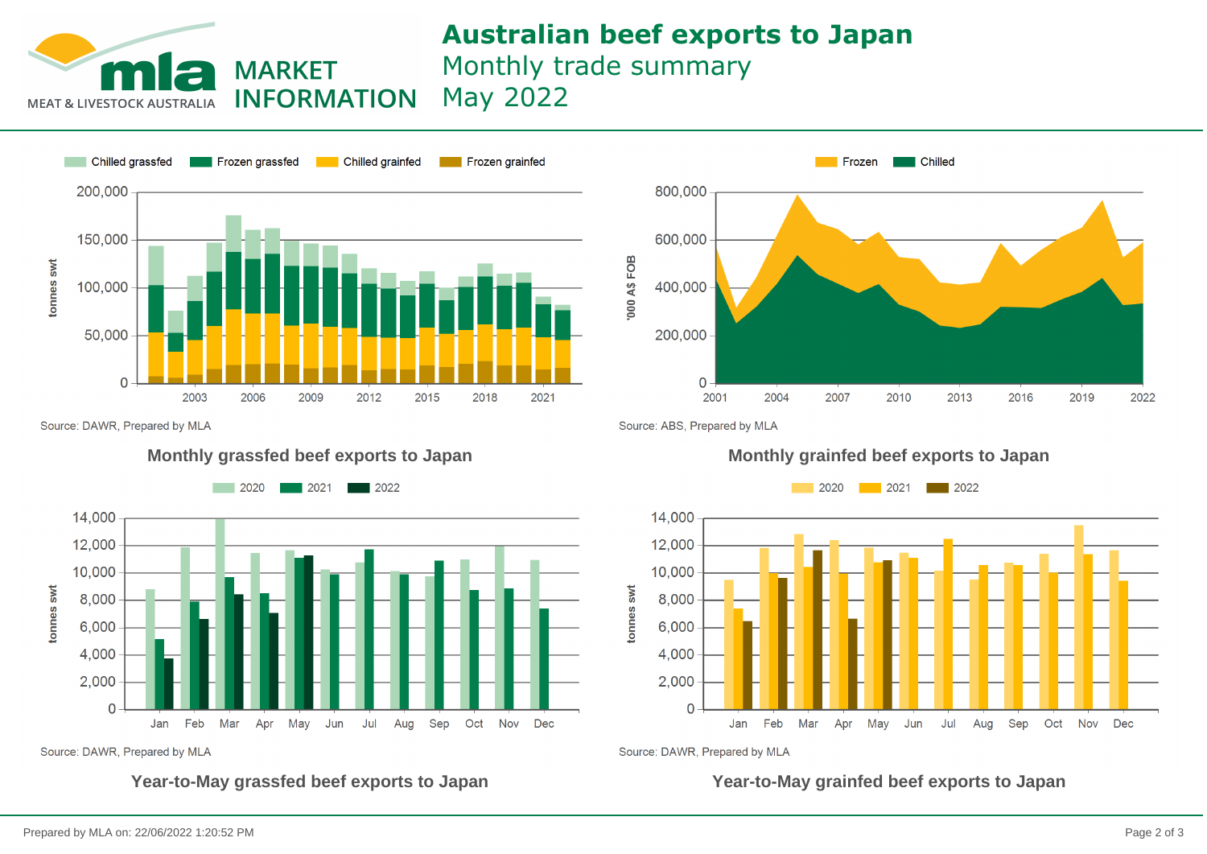# Australian beef exports to Japan

Monthly trade summary

May 2022

Chilled grassfed | Frozen grassfed | Chilled grainfed | Frozen grainfed

tonnes swt

Source: DAWR, Prepared by MLA

Frozen | Chilled

'000 A$ FOB

Source: ABS, Prepared by MLA

## Monthly grassfed beef exports to Japan

2020 | 2021 | 2022

tonnes swt

Source: DAWR, Prepared by MLA

## Monthly grainfed beef exports to Japan

2020 | 2021 | 2022

tonnes swt

Source: DAWR, Prepared by MLA

## Year-to-May grassfed beef exports to Japan

## Year-to-May grainfed beef exports to Japan

Prepared by MLA on: 22/06/2022 1:20:52 PM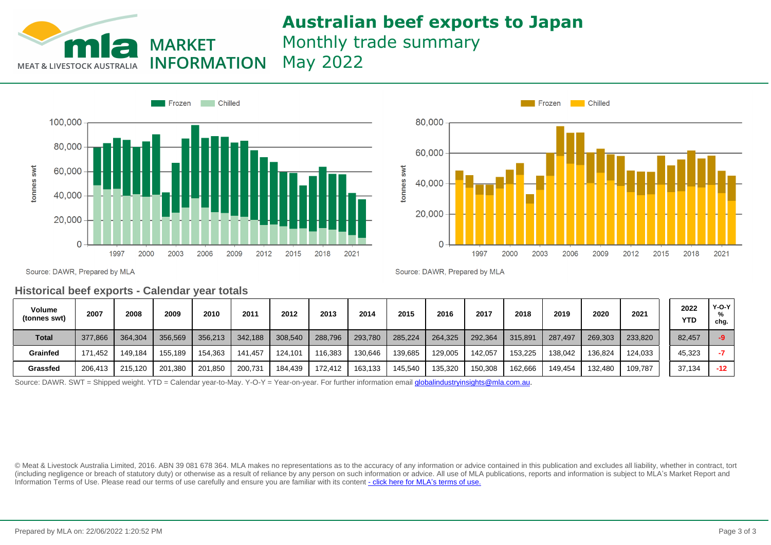# Australian beef exports to Japan

Monthly trade summary

May 2022

MEAT & LIVESTOCK AUSTRALIA — MARKET INFORMATION

Frozen  Chilled

100,000
80,000
60,000
40,000
20,000
0

tonnes swt

1997 2000 2003 2006 2009 2012 2015 2018 2021

Source: DAWR, Prepared by MLA

Frozen  Chilled

80,000
60,000
40,000
20,000
0

tonnes swt

1997 2000 2003 2006 2009 2012 2015 2018 2021

Source: DAWR, Prepared by MLA

## Historical beef exports - Calendar year totals

| Volume (tonnes swt) | 2007 | 2008 | 2009 | 2010 | 2011 | 2012 | 2013 | 2014 | 2015 | 2016 | 2017 | 2018 | 2019 | 2020 | 2021 | 2022 YTD | Y-O-Y % chg. |
|---|---|---|---|---|---|---|---|---|---|---|---|---|---|---|---|---|---|
| **Total** | 377,866 | 364,304 | 356,569 | 356,213 | 342,188 | 308,540 | 288,796 | 293,780 | 285,224 | 264,325 | 292,364 | 315,891 | 287,497 | 269,303 | 233,820 | 82,457 | -9 |
| **Grainfed** | 171,452 | 149,184 | 155,189 | 154,363 | 141,457 | 124,101 | 116,383 | 130,646 | 139,685 | 129,005 | 142,057 | 153,225 | 138,042 | 136,824 | 124,033 | 45,323 | -7 |
| **Grassfed** | 206,413 | 215,120 | 201,380 | 201,850 | 200,731 | 184,439 | 172,412 | 163,133 | 145,540 | 135,320 | 150,308 | 162,666 | 149,454 | 132,480 | 109,787 | 37,134 | -12 |

Source: DAWR. SWT = Shipped weight. YTD = Calendar year-to-May. Y-O-Y = Year-on-year. For further information email globalindustryinsights@mla.com.au.

© Meat & Livestock Australia Limited, 2016. ABN 39 081 678 364. MLA makes no representations as to the accuracy of any information or advice contained in this publication and excludes all liability, whether in contract, tort (including negligence or breach of statutory duty) or otherwise as a result of reliance by any person on such information or advice. All use of MLA publications, reports and information is subject to MLA's Market Report and Information Terms of Use. Please read our terms of use carefully and ensure you are familiar with its content - click here for MLA's terms of use.

Prepared by MLA on: 22/06/2022 1:20:52 PM